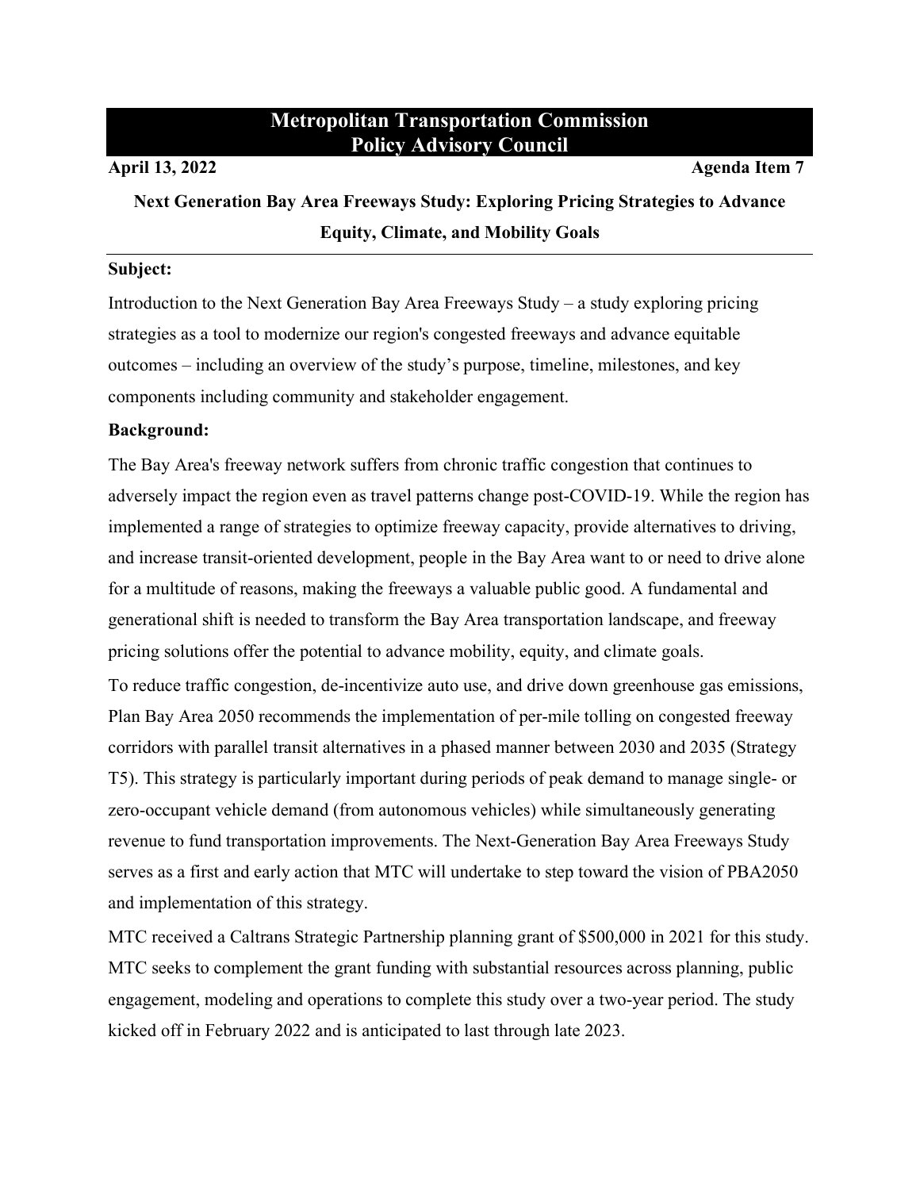# Metropolitan Transportation Commission Policy Advisory Council

**April 13, 2022** **Agenda Item 7**

## Next Generation Bay Area Freeways Study: Exploring Pricing Strategies to Advance Equity, Climate, and Mobility Goals

**Subject:**

Introduction to the Next Generation Bay Area Freeways Study – a study exploring pricing strategies as a tool to modernize our region's congested freeways and advance equitable outcomes – including an overview of the study's purpose, timeline, milestones, and key components including community and stakeholder engagement.

**Background:**

The Bay Area's freeway network suffers from chronic traffic congestion that continues to adversely impact the region even as travel patterns change post-COVID-19. While the region has implemented a range of strategies to optimize freeway capacity, provide alternatives to driving, and increase transit-oriented development, people in the Bay Area want to or need to drive alone for a multitude of reasons, making the freeways a valuable public good. A fundamental and generational shift is needed to transform the Bay Area transportation landscape, and freeway pricing solutions offer the potential to advance mobility, equity, and climate goals.

To reduce traffic congestion, de-incentivize auto use, and drive down greenhouse gas emissions, Plan Bay Area 2050 recommends the implementation of per-mile tolling on congested freeway corridors with parallel transit alternatives in a phased manner between 2030 and 2035 (Strategy T5). This strategy is particularly important during periods of peak demand to manage single- or zero-occupant vehicle demand (from autonomous vehicles) while simultaneously generating revenue to fund transportation improvements. The Next-Generation Bay Area Freeways Study serves as a first and early action that MTC will undertake to step toward the vision of PBA2050 and implementation of this strategy.

MTC received a Caltrans Strategic Partnership planning grant of $500,000 in 2021 for this study. MTC seeks to complement the grant funding with substantial resources across planning, public engagement, modeling and operations to complete this study over a two-year period. The study kicked off in February 2022 and is anticipated to last through late 2023.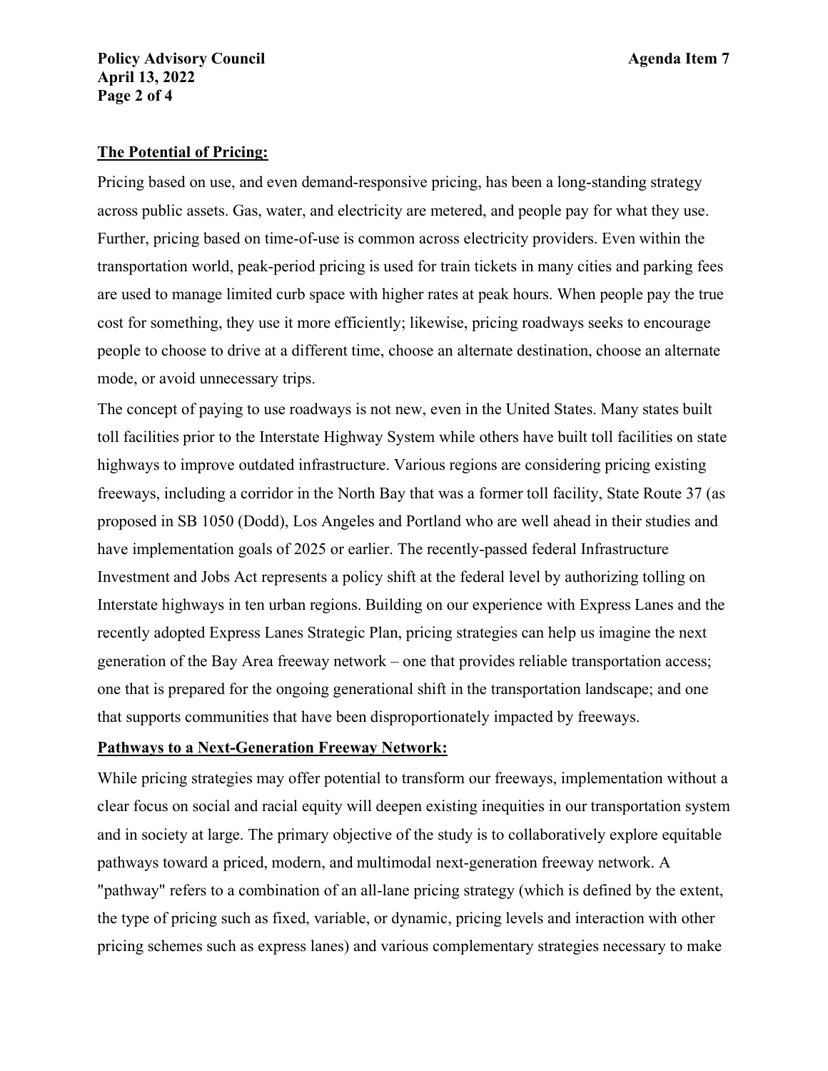**The Potential of Pricing:**

Pricing based on use, and even demand-responsive pricing, has been a long-standing strategy across public assets. Gas, water, and electricity are metered, and people pay for what they use. Further, pricing based on time-of-use is common across electricity providers. Even within the transportation world, peak-period pricing is used for train tickets in many cities and parking fees are used to manage limited curb space with higher rates at peak hours. When people pay the true cost for something, they use it more efficiently; likewise, pricing roadways seeks to encourage people to choose to drive at a different time, choose an alternate destination, choose an alternate mode, or avoid unnecessary trips.

The concept of paying to use roadways is not new, even in the United States. Many states built toll facilities prior to the Interstate Highway System while others have built toll facilities on state highways to improve outdated infrastructure. Various regions are considering pricing existing freeways, including a corridor in the North Bay that was a former toll facility, State Route 37 (as proposed in SB 1050 (Dodd), Los Angeles and Portland who are well ahead in their studies and have implementation goals of 2025 or earlier. The recently-passed federal Infrastructure Investment and Jobs Act represents a policy shift at the federal level by authorizing tolling on Interstate highways in ten urban regions. Building on our experience with Express Lanes and the recently adopted Express Lanes Strategic Plan, pricing strategies can help us imagine the next generation of the Bay Area freeway network – one that provides reliable transportation access; one that is prepared for the ongoing generational shift in the transportation landscape; and one that supports communities that have been disproportionately impacted by freeways.

**Pathways to a Next-Generation Freeway Network:**

While pricing strategies may offer potential to transform our freeways, implementation without a clear focus on social and racial equity will deepen existing inequities in our transportation system and in society at large. The primary objective of the study is to collaboratively explore equitable pathways toward a priced, modern, and multimodal next-generation freeway network. A "pathway" refers to a combination of an all-lane pricing strategy (which is defined by the extent, the type of pricing such as fixed, variable, or dynamic, pricing levels and interaction with other pricing schemes such as express lanes) and various complementary strategies necessary to make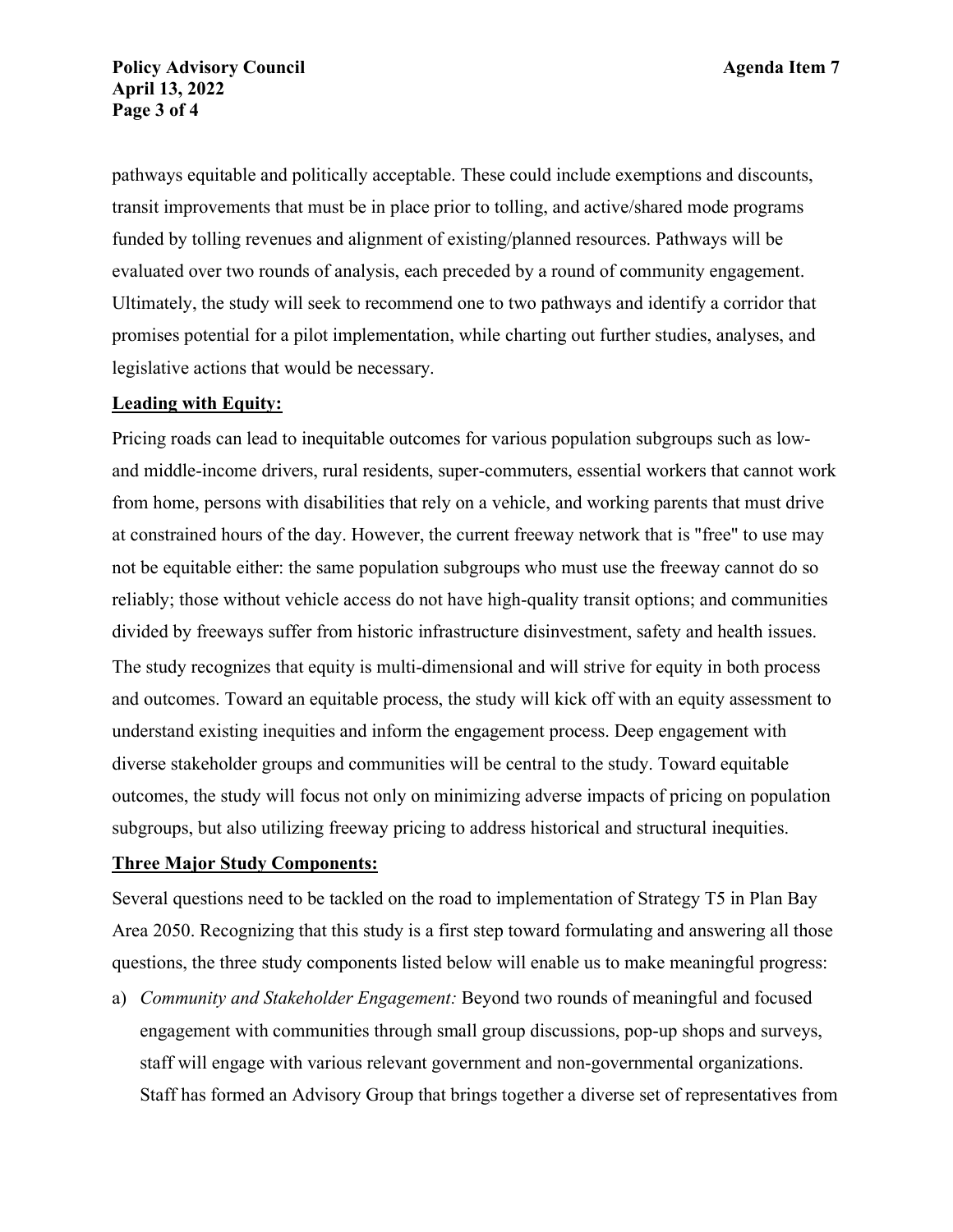pathways equitable and politically acceptable. These could include exemptions and discounts, transit improvements that must be in place prior to tolling, and active/shared mode programs funded by tolling revenues and alignment of existing/planned resources. Pathways will be evaluated over two rounds of analysis, each preceded by a round of community engagement. Ultimately, the study will seek to recommend one to two pathways and identify a corridor that promises potential for a pilot implementation, while charting out further studies, analyses, and legislative actions that would be necessary.

**Leading with Equity:**

Pricing roads can lead to inequitable outcomes for various population subgroups such as low- and middle-income drivers, rural residents, super-commuters, essential workers that cannot work from home, persons with disabilities that rely on a vehicle, and working parents that must drive at constrained hours of the day. However, the current freeway network that is "free" to use may not be equitable either: the same population subgroups who must use the freeway cannot do so reliably; those without vehicle access do not have high-quality transit options; and communities divided by freeways suffer from historic infrastructure disinvestment, safety and health issues. The study recognizes that equity is multi-dimensional and will strive for equity in both process and outcomes. Toward an equitable process, the study will kick off with an equity assessment to understand existing inequities and inform the engagement process. Deep engagement with diverse stakeholder groups and communities will be central to the study. Toward equitable outcomes, the study will focus not only on minimizing adverse impacts of pricing on population subgroups, but also utilizing freeway pricing to address historical and structural inequities.

**Three Major Study Components:**

Several questions need to be tackled on the road to implementation of Strategy T5 in Plan Bay Area 2050. Recognizing that this study is a first step toward formulating and answering all those questions, the three study components listed below will enable us to make meaningful progress:

a) *Community and Stakeholder Engagement:* Beyond two rounds of meaningful and focused engagement with communities through small group discussions, pop-up shops and surveys, staff will engage with various relevant government and non-governmental organizations. Staff has formed an Advisory Group that brings together a diverse set of representatives from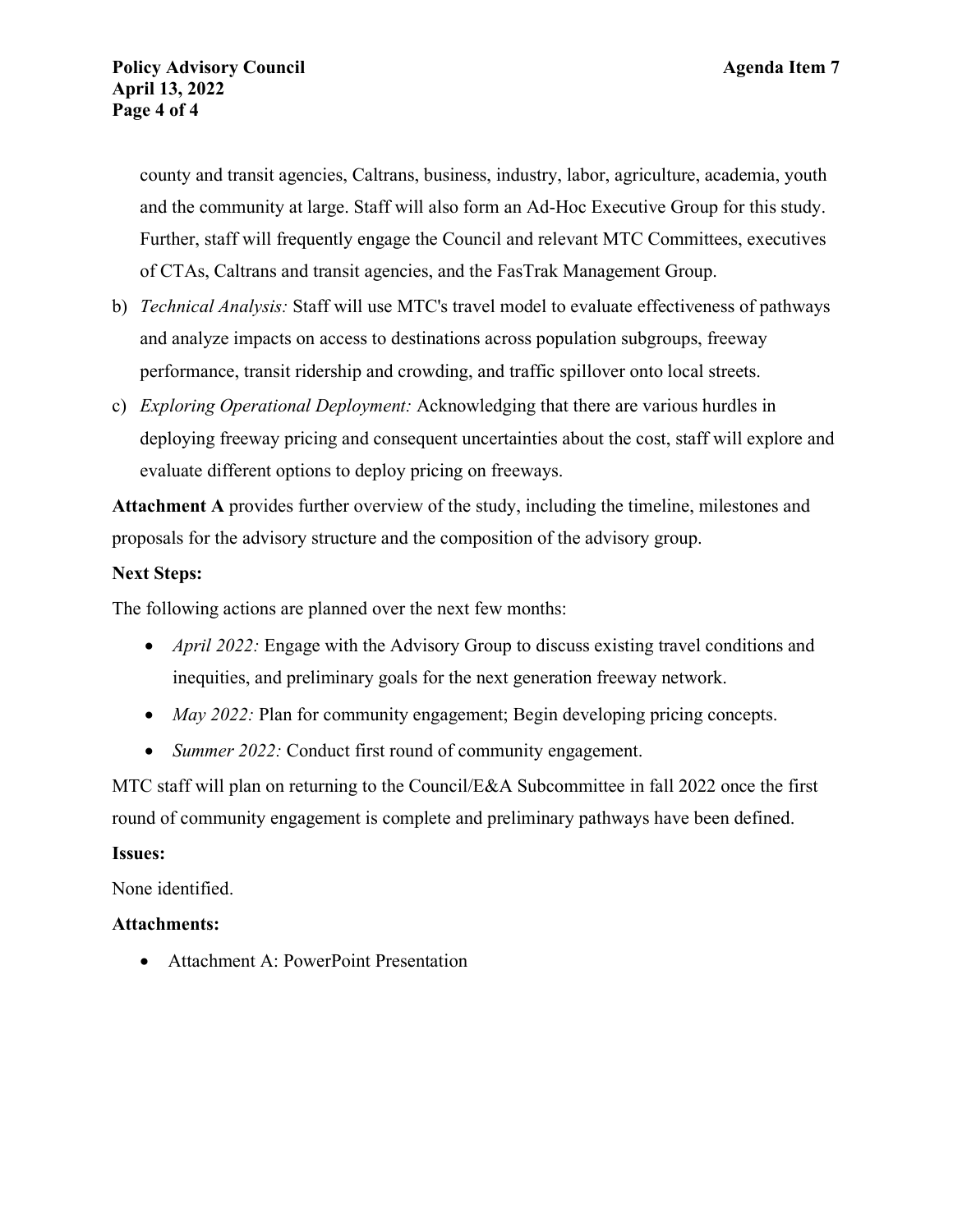county and transit agencies, Caltrans, business, industry, labor, agriculture, academia, youth and the community at large. Staff will also form an Ad-Hoc Executive Group for this study. Further, staff will frequently engage the Council and relevant MTC Committees, executives of CTAs, Caltrans and transit agencies, and the FasTrak Management Group.

b) *Technical Analysis:* Staff will use MTC's travel model to evaluate effectiveness of pathways and analyze impacts on access to destinations across population subgroups, freeway performance, transit ridership and crowding, and traffic spillover onto local streets.

c) *Exploring Operational Deployment:* Acknowledging that there are various hurdles in deploying freeway pricing and consequent uncertainties about the cost, staff will explore and evaluate different options to deploy pricing on freeways.

**Attachment A** provides further overview of the study, including the timeline, milestones and proposals for the advisory structure and the composition of the advisory group.

**Next Steps:**

The following actions are planned over the next few months:

- *April 2022:* Engage with the Advisory Group to discuss existing travel conditions and inequities, and preliminary goals for the next generation freeway network.
- *May 2022:* Plan for community engagement; Begin developing pricing concepts.
- *Summer 2022:* Conduct first round of community engagement.

MTC staff will plan on returning to the Council/E&A Subcommittee in fall 2022 once the first round of community engagement is complete and preliminary pathways have been defined.

**Issues:**

None identified.

**Attachments:**

- Attachment A: PowerPoint Presentation